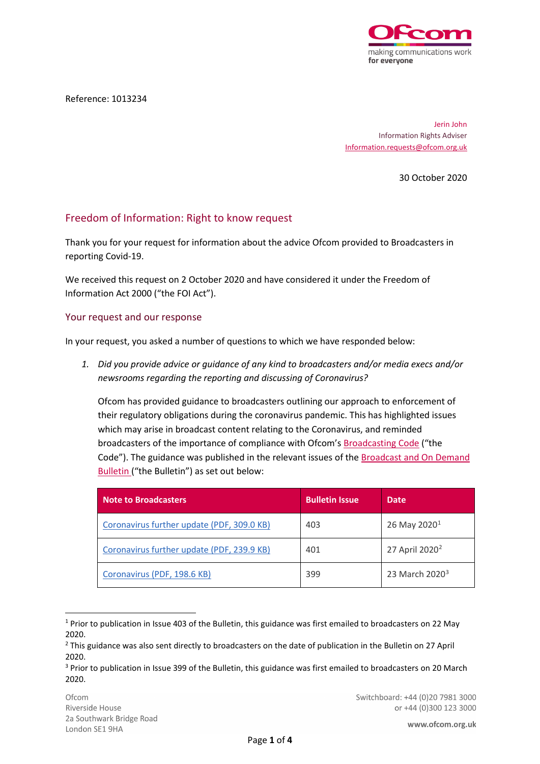Reference: 1013234

Jerin John
Information Rights Adviser
Information.requests@ofcom.org.uk

30 October 2020

## Freedom of Information: Right to know request

Thank you for your request for information about the advice Ofcom provided to Broadcasters in reporting Covid-19.

We received this request on 2 October 2020 and have considered it under the Freedom of Information Act 2000 ("the FOI Act").

### Your request and our response

In your request, you asked a number of questions to which we have responded below:

1. *Did you provide advice or guidance of any kind to broadcasters and/or media execs and/or newsrooms regarding the reporting and discussing of Coronavirus?*

   Ofcom has provided guidance to broadcasters outlining our approach to enforcement of their regulatory obligations during the coronavirus pandemic. This has highlighted issues which may arise in broadcast content relating to the Coronavirus, and reminded broadcasters of the importance of compliance with Ofcom's Broadcasting Code ("the Code"). The guidance was published in the relevant issues of the Broadcast and On Demand Bulletin ("the Bulletin") as set out below:

| Note to Broadcasters | Bulletin Issue | Date |
|---|---|---|
| Coronavirus further update (PDF, 309.0 KB) | 403 | 26 May 2020[1] |
| Coronavirus further update (PDF, 239.9 KB) | 401 | 27 April 2020[2] |
| Coronavirus (PDF, 198.6 KB) | 399 | 23 March 2020[3] |

[1] Prior to publication in Issue 403 of the Bulletin, this guidance was first emailed to broadcasters on 22 May 2020.
[2] This guidance was also sent directly to broadcasters on the date of publication in the Bulletin on 27 April 2020.
[3] Prior to publication in Issue 399 of the Bulletin, this guidance was first emailed to broadcasters on 20 March 2020.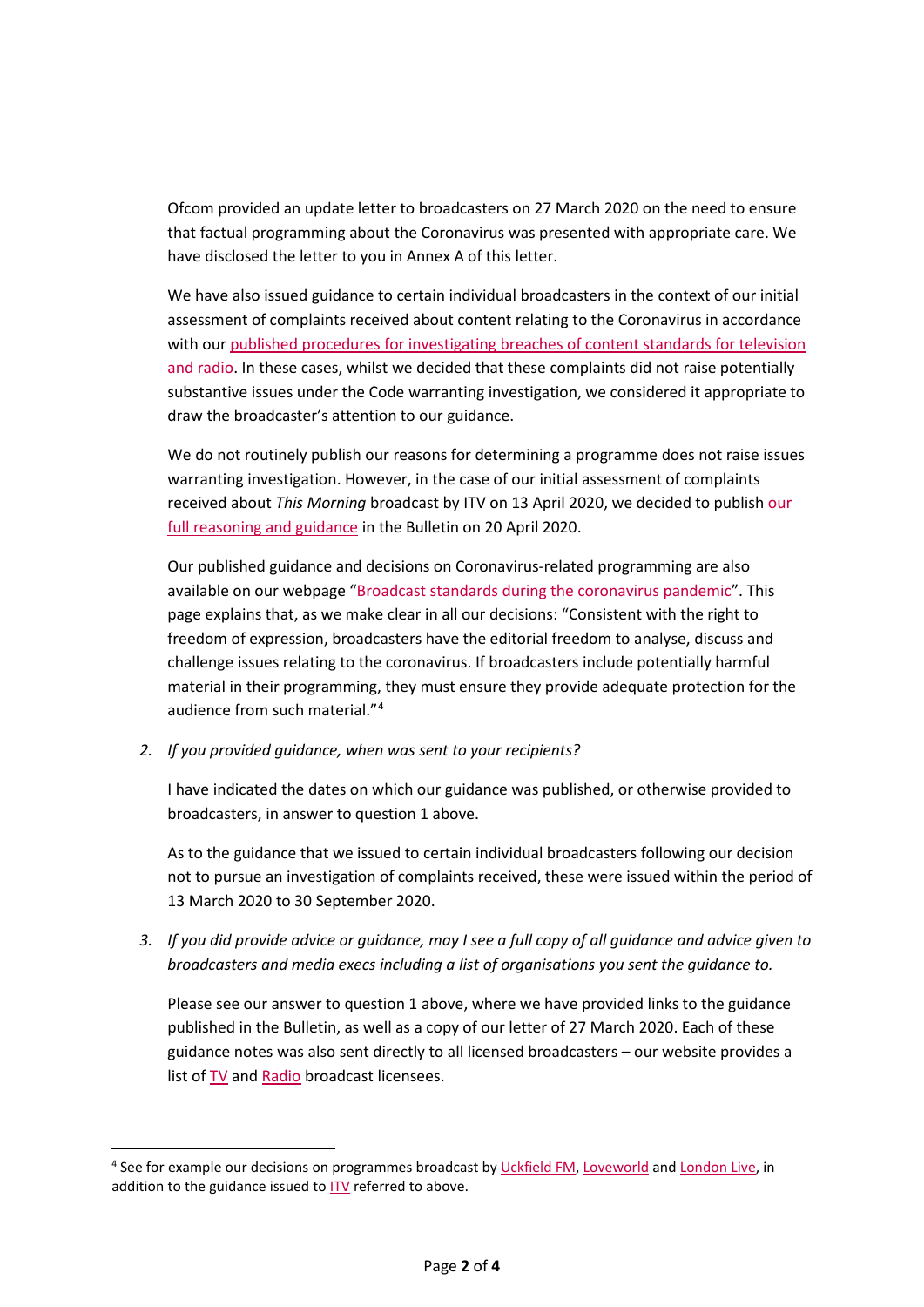Ofcom provided an update letter to broadcasters on 27 March 2020 on the need to ensure that factual programming about the Coronavirus was presented with appropriate care. We have disclosed the letter to you in Annex A of this letter.

We have also issued guidance to certain individual broadcasters in the context of our initial assessment of complaints received about content relating to the Coronavirus in accordance with our published procedures for investigating breaches of content standards for television and radio. In these cases, whilst we decided that these complaints did not raise potentially substantive issues under the Code warranting investigation, we considered it appropriate to draw the broadcaster's attention to our guidance.

We do not routinely publish our reasons for determining a programme does not raise issues warranting investigation. However, in the case of our initial assessment of complaints received about *This Morning* broadcast by ITV on 13 April 2020, we decided to publish our full reasoning and guidance in the Bulletin on 20 April 2020.

Our published guidance and decisions on Coronavirus-related programming are also available on our webpage "Broadcast standards during the coronavirus pandemic". This page explains that, as we make clear in all our decisions: "Consistent with the right to freedom of expression, broadcasters have the editorial freedom to analyse, discuss and challenge issues relating to the coronavirus. If broadcasters include potentially harmful material in their programming, they must ensure they provide adequate protection for the audience from such material."[4]

2. *If you provided guidance, when was sent to your recipients?*

   I have indicated the dates on which our guidance was published, or otherwise provided to broadcasters, in answer to question 1 above.

   As to the guidance that we issued to certain individual broadcasters following our decision not to pursue an investigation of complaints received, these were issued within the period of 13 March 2020 to 30 September 2020.

3. *If you did provide advice or guidance, may I see a full copy of all guidance and advice given to broadcasters and media execs including a list of organisations you sent the guidance to.*

   Please see our answer to question 1 above, where we have provided links to the guidance published in the Bulletin, as well as a copy of our letter of 27 March 2020. Each of these guidance notes was also sent directly to all licensed broadcasters – our website provides a list of TV and Radio broadcast licensees.

---

[4] See for example our decisions on programmes broadcast by Uckfield FM, Loveworld and London Live, in addition to the guidance issued to ITV referred to above.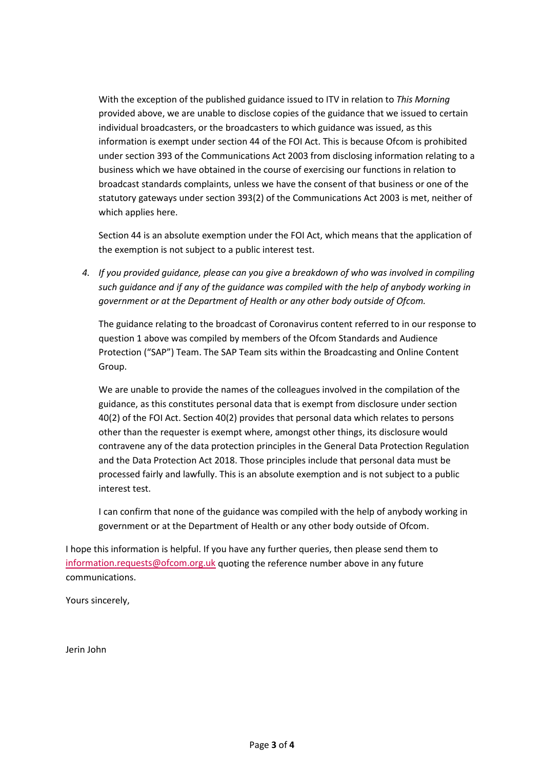With the exception of the published guidance issued to ITV in relation to *This Morning* provided above, we are unable to disclose copies of the guidance that we issued to certain individual broadcasters, or the broadcasters to which guidance was issued, as this information is exempt under section 44 of the FOI Act. This is because Ofcom is prohibited under section 393 of the Communications Act 2003 from disclosing information relating to a business which we have obtained in the course of exercising our functions in relation to broadcast standards complaints, unless we have the consent of that business or one of the statutory gateways under section 393(2) of the Communications Act 2003 is met, neither of which applies here.

Section 44 is an absolute exemption under the FOI Act, which means that the application of the exemption is not subject to a public interest test.

4. *If you provided guidance, please can you give a breakdown of who was involved in compiling such guidance and if any of the guidance was compiled with the help of anybody working in government or at the Department of Health or any other body outside of Ofcom.*

   The guidance relating to the broadcast of Coronavirus content referred to in our response to question 1 above was compiled by members of the Ofcom Standards and Audience Protection ("SAP") Team. The SAP Team sits within the Broadcasting and Online Content Group.

   We are unable to provide the names of the colleagues involved in the compilation of the guidance, as this constitutes personal data that is exempt from disclosure under section 40(2) of the FOI Act. Section 40(2) provides that personal data which relates to persons other than the requester is exempt where, amongst other things, its disclosure would contravene any of the data protection principles in the General Data Protection Regulation and the Data Protection Act 2018. Those principles include that personal data must be processed fairly and lawfully. This is an absolute exemption and is not subject to a public interest test.

   I can confirm that none of the guidance was compiled with the help of anybody working in government or at the Department of Health or any other body outside of Ofcom.

I hope this information is helpful. If you have any further queries, then please send them to information.requests@ofcom.org.uk quoting the reference number above in any future communications.

Yours sincerely,

Jerin John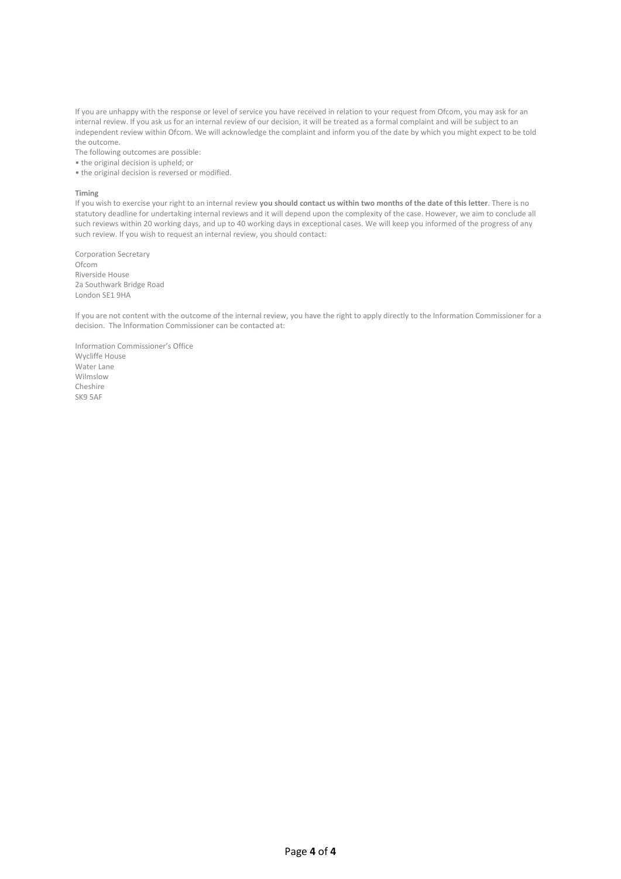If you are unhappy with the response or level of service you have received in relation to your request from Ofcom, you may ask for an internal review. If you ask us for an internal review of our decision, it will be treated as a formal complaint and will be subject to an independent review within Ofcom. We will acknowledge the complaint and inform you of the date by which you might expect to be told the outcome.

The following outcomes are possible:

- the original decision is upheld; or
- the original decision is reversed or modified.

**Timing**

If you wish to exercise your right to an internal review **you should contact us within two months of the date of this letter**. There is no statutory deadline for undertaking internal reviews and it will depend upon the complexity of the case. However, we aim to conclude all such reviews within 20 working days, and up to 40 working days in exceptional cases. We will keep you informed of the progress of any such review. If you wish to request an internal review, you should contact:

Corporation Secretary
Ofcom
Riverside House
2a Southwark Bridge Road
London SE1 9HA

If you are not content with the outcome of the internal review, you have the right to apply directly to the Information Commissioner for a decision. The Information Commissioner can be contacted at:

Information Commissioner's Office
Wycliffe House
Water Lane
Wilmslow
Cheshire
SK9 5AF